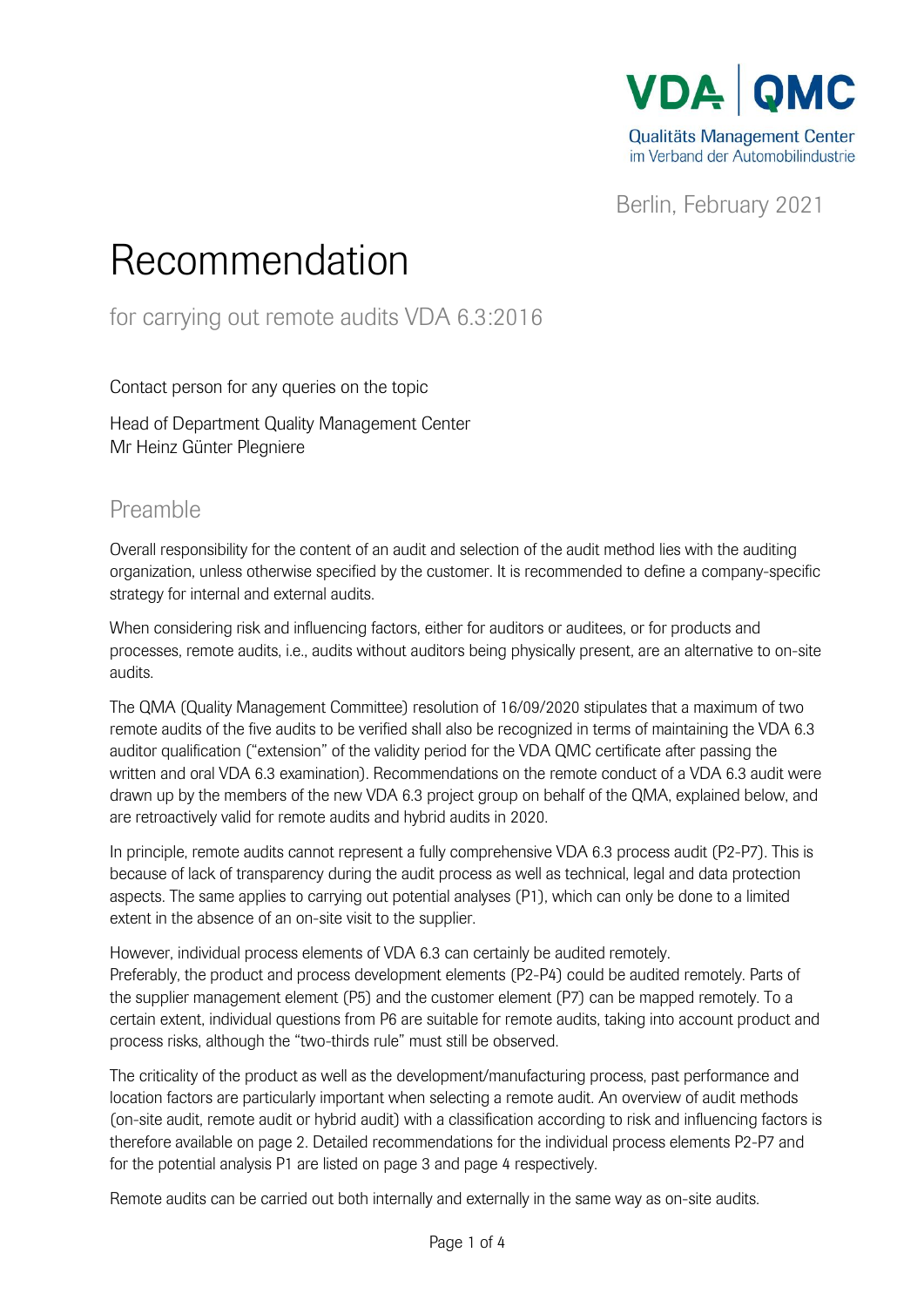VDA | QMC

Qualitäts Management Center
im Verband der Automobilindustrie

Berlin, February 2021

# Recommendation

## for carrying out remote audits VDA 6.3:2016

Contact person for any queries on the topic

Head of Department Quality Management Center
Mr Heinz Günter Plegniere

## Preamble

Overall responsibility for the content of an audit and selection of the audit method lies with the auditing organization, unless otherwise specified by the customer. It is recommended to define a company-specific strategy for internal and external audits.

When considering risk and influencing factors, either for auditors or auditees, or for products and processes, remote audits, i.e., audits without auditors being physically present, are an alternative to on-site audits.

The QMA (Quality Management Committee) resolution of 16/09/2020 stipulates that a maximum of two remote audits of the five audits to be verified shall also be recognized in terms of maintaining the VDA 6.3 auditor qualification ("extension" of the validity period for the VDA QMC certificate after passing the written and oral VDA 6.3 examination). Recommendations on the remote conduct of a VDA 6.3 audit were drawn up by the members of the new VDA 6.3 project group on behalf of the QMA, explained below, and are retroactively valid for remote audits and hybrid audits in 2020.

In principle, remote audits cannot represent a fully comprehensive VDA 6.3 process audit (P2-P7). This is because of lack of transparency during the audit process as well as technical, legal and data protection aspects. The same applies to carrying out potential analyses (P1), which can only be done to a limited extent in the absence of an on-site visit to the supplier.

However, individual process elements of VDA 6.3 can certainly be audited remotely.
Preferably, the product and process development elements (P2-P4) could be audited remotely. Parts of the supplier management element (P5) and the customer element (P7) can be mapped remotely. To a certain extent, individual questions from P6 are suitable for remote audits, taking into account product and process risks, although the "two-thirds rule" must still be observed.

The criticality of the product as well as the development/manufacturing process, past performance and location factors are particularly important when selecting a remote audit. An overview of audit methods (on-site audit, remote audit or hybrid audit) with a classification according to risk and influencing factors is therefore available on page 2. Detailed recommendations for the individual process elements P2-P7 and for the potential analysis P1 are listed on page 3 and page 4 respectively.

Remote audits can be carried out both internally and externally in the same way as on-site audits.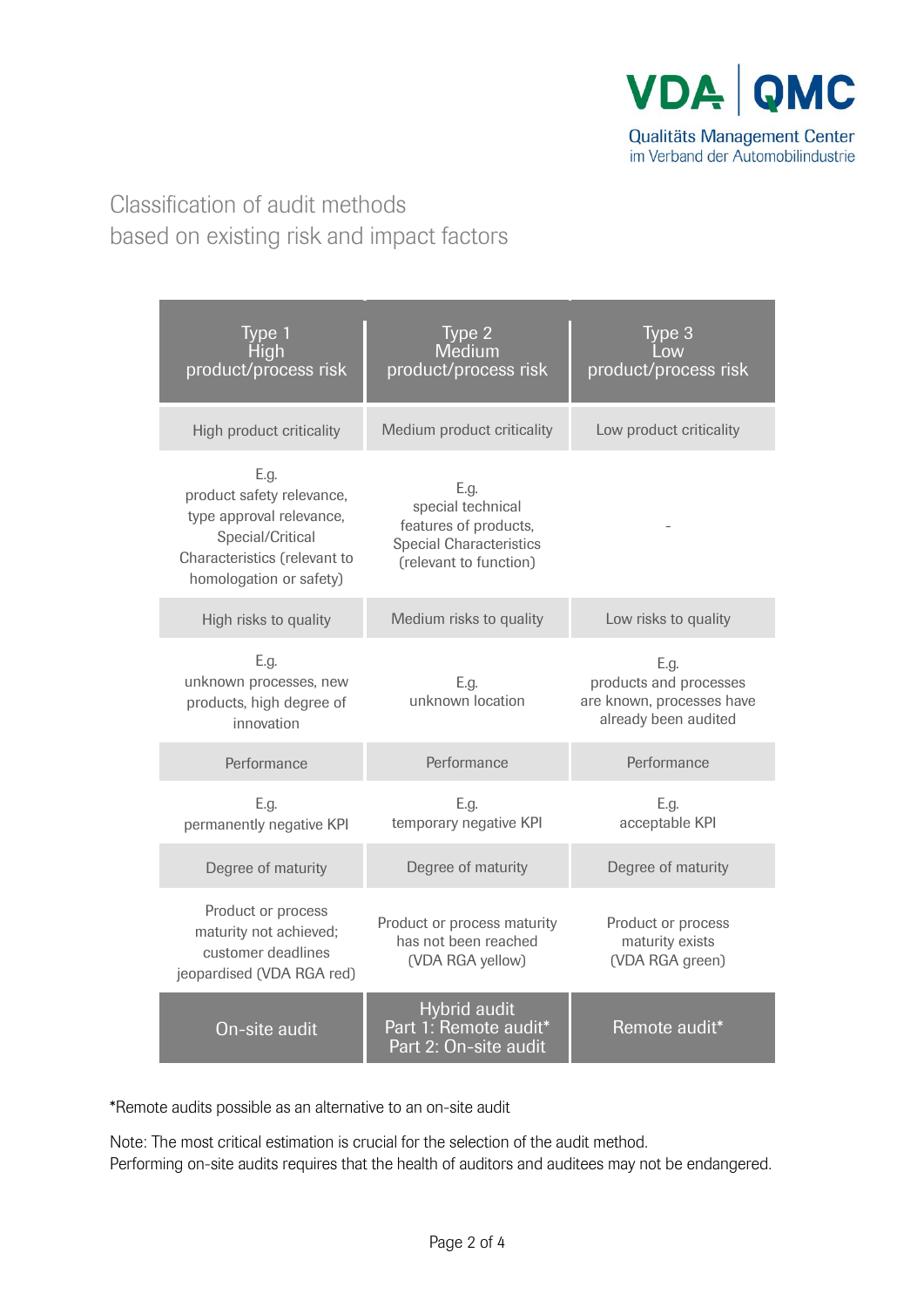# Classification of audit methods based on existing risk and impact factors

| Type 1<br>High<br>product/process risk | Type 2<br>Medium<br>product/process risk | Type 3<br>Low<br>product/process risk |
|---|---|---|
| High product criticality | Medium product criticality | Low product criticality |
| E.g.<br>product safety relevance, type approval relevance, Special/Critical Characteristics (relevant to homologation or safety) | E.g.<br>special technical features of products, Special Characteristics (relevant to function) | - |
| High risks to quality | Medium risks to quality | Low risks to quality |
| E.g.<br>unknown processes, new products, high degree of innovation | E.g.<br>unknown location | E.g.<br>products and processes are known, processes have already been audited |
| Performance | Performance | Performance |
| E.g.<br>permanently negative KPI | E.g.<br>temporary negative KPI | E.g.<br>acceptable KPI |
| Degree of maturity | Degree of maturity | Degree of maturity |
| Product or process maturity not achieved; customer deadlines jeopardised (VDA RGA red) | Product or process maturity has not been reached (VDA RGA yellow) | Product or process maturity exists (VDA RGA green) |
| On-site audit | Hybrid audit<br>Part 1: Remote audit*<br>Part 2: On-site audit | Remote audit* |

*Remote audits possible as an alternative to an on-site audit

Note: The most critical estimation is crucial for the selection of the audit method.
Performing on-site audits requires that the health of auditors and auditees may not be endangered.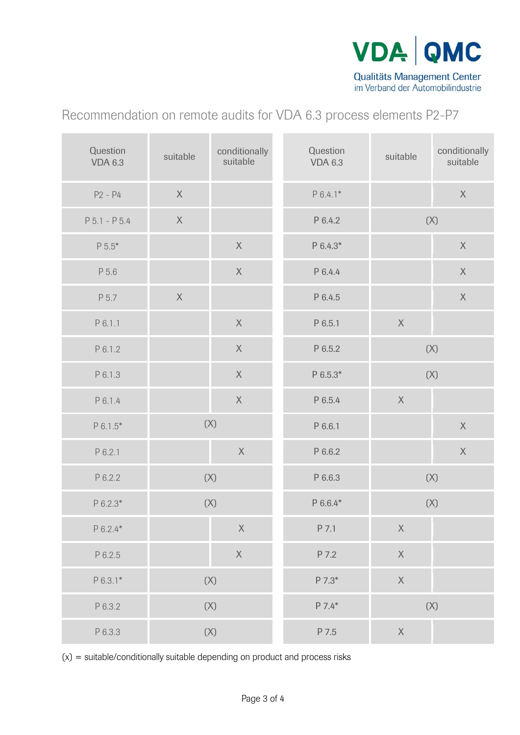## Recommendation on remote audits for VDA 6.3 process elements P2-P7

| Question VDA 6.3 | suitable | conditionally suitable | Question VDA 6.3 | suitable | conditionally suitable |
|---|---|---|---|---|---|
| P2 - P4 | X | | P 6.4.1* | | X |
| P 5.1 - P 5.4 | X | | P 6.4.2 | (X) | |
| P 5.5* | | X | P 6.4.3* | | X |
| P 5.6 | | X | P 6.4.4 | | X |
| P 5.7 | X | | P 6.4.5 | | X |
| P 6.1.1 | | X | P 6.5.1 | X | |
| P 6.1.2 | | X | P 6.5.2 | (X) | |
| P 6.1.3 | | X | P 6.5.3* | (X) | |
| P 6.1.4 | | X | P 6.5.4 | X | |
| P 6.1.5* | (X) | | P 6.6.1 | | X |
| P 6.2.1 | | X | P 6.6.2 | | X |
| P 6.2.2 | (X) | | P 6.6.3 | (X) | |
| P 6.2.3* | (X) | | P 6.6.4* | (X) | |
| P 6.2.4* | | X | P 7.1 | X | |
| P 6.2.5 | | X | P 7.2 | X | |
| P 6.3.1* | (X) | | P 7.3* | X | |
| P 6.3.2 | (X) | | P 7.4* | (X) | |
| P 6.3.3 | (X) | | P 7.5 | X | |

(x) = suitable/conditionally suitable depending on product and process risks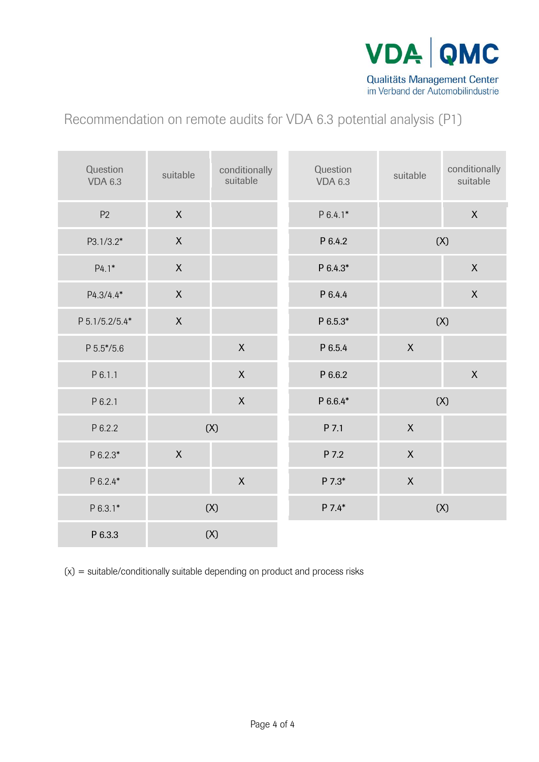# Recommendation on remote audits for VDA 6.3 potential analysis (P1)

| Question VDA 6.3 | suitable | conditionally suitable |
|---|---|---|
| P2 | X | |
| P3.1/3.2* | X | |
| P4.1* | X | |
| P4.3/4.4* | X | |
| P 5.1/5.2/5.4* | X | |
| P 5.5*/5.6 | | X |
| P 6.1.1 | | X |
| P 6.2.1 | | X |
| P 6.2.2 | (X) | |
| P 6.2.3* | X | |
| P 6.2.4* | | X |
| P 6.3.1* | (X) | |
| P 6.3.3 | (X) | |

| Question VDA 6.3 | suitable | conditionally suitable |
|---|---|---|
| P 6.4.1* | | X |
| P 6.4.2 | (X) | |
| P 6.4.3* | | X |
| P 6.4.4 | | X |
| P 6.5.3* | (X) | |
| P 6.5.4 | X | |
| P 6.6.2 | | X |
| P 6.6.4* | (X) | |
| P 7.1 | X | |
| P 7.2 | X | |
| P 7.3* | X | |
| P 7.4* | (X) | |

(x) = suitable/conditionally suitable depending on product and process risks